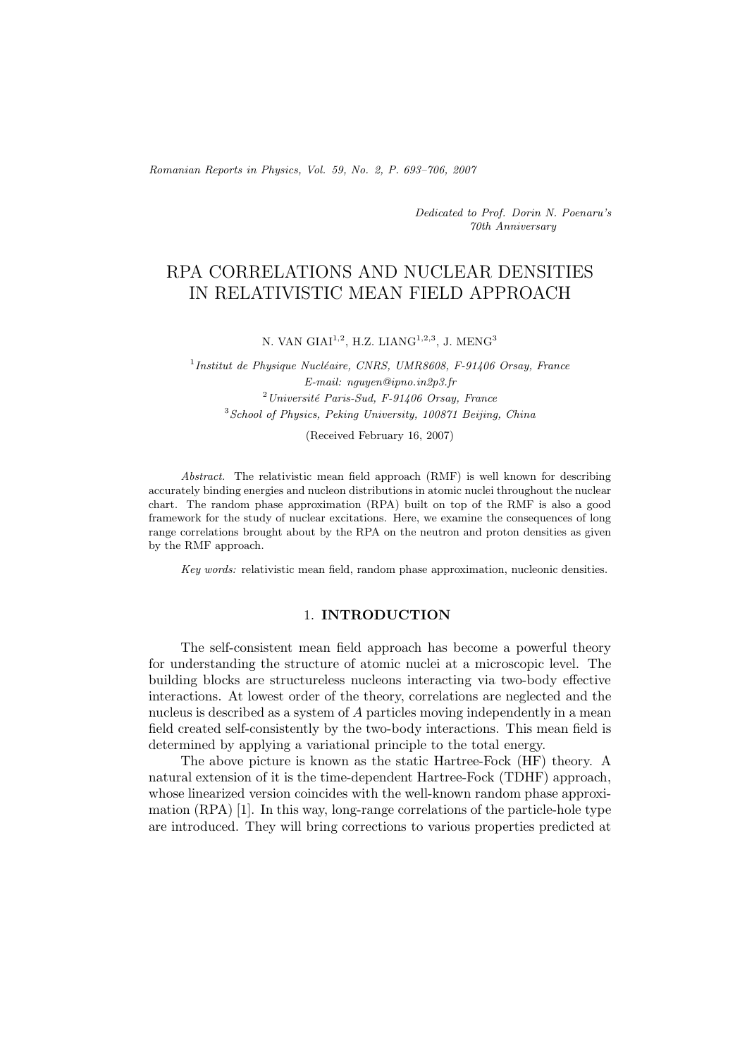*Dedicated to Prof. Dorin N. Poenaru's 70th Anniversary*

# RPA CORRELATIONS AND NUCLEAR DENSITIES IN RELATIVISTIC MEAN FIELD APPROACH

N. VAN GIAI[1,2], H.Z. LIANG[1,2,3], J. MENG[3]

[1] *Institut de Physique Nucléaire, CNRS, UMR8608, F-91406 Orsay, France*
*E-mail: nguyen@ipno.in2p3.fr*
[2] *Université Paris-Sud, F-91406 Orsay, France*
[3] *School of Physics, Peking University, 100871 Beijing, China*

(Received February 16, 2007)

*Abstract.* The relativistic mean field approach (RMF) is well known for describing accurately binding energies and nucleon distributions in atomic nuclei throughout the nuclear chart. The random phase approximation (RPA) built on top of the RMF is also a good framework for the study of nuclear excitations. Here, we examine the consequences of long range correlations brought about by the RPA on the neutron and proton densities as given by the RMF approach.

*Key words:* relativistic mean field, random phase approximation, nucleonic densities.

## 1. INTRODUCTION

The self-consistent mean field approach has become a powerful theory for understanding the structure of atomic nuclei at a microscopic level. The building blocks are structureless nucleons interacting via two-body effective interactions. At lowest order of the theory, correlations are neglected and the nucleus is described as a system of $A$ particles moving independently in a mean field created self-consistently by the two-body interactions. This mean field is determined by applying a variational principle to the total energy.

The above picture is known as the static Hartree-Fock (HF) theory. A natural extension of it is the time-dependent Hartree-Fock (TDHF) approach, whose linearized version coincides with the well-known random phase approximation (RPA) [1]. In this way, long-range correlations of the particle-hole type are introduced. They will bring corrections to various properties predicted at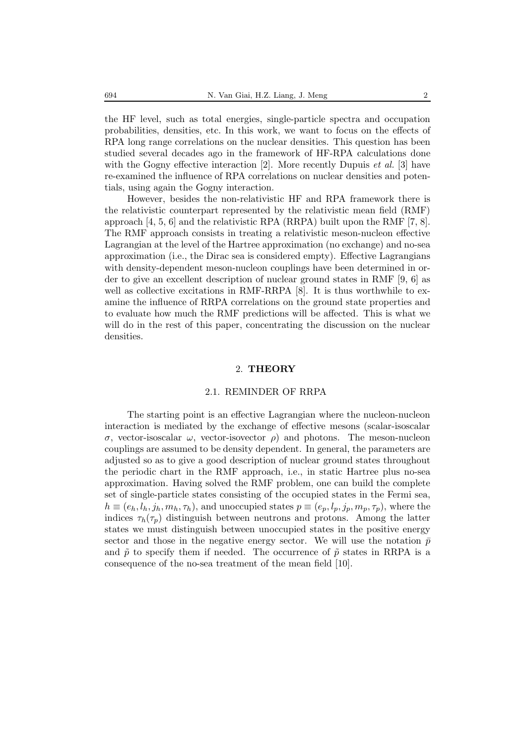the HF level, such as total energies, single-particle spectra and occupation probabilities, densities, etc. In this work, we want to focus on the effects of RPA long range correlations on the nuclear densities. This question has been studied several decades ago in the framework of HF-RPA calculations done with the Gogny effective interaction [2]. More recently Dupuis *et al.* [3] have re-examined the influence of RPA correlations on nuclear densities and potentials, using again the Gogny interaction.

However, besides the non-relativistic HF and RPA framework there is the relativistic counterpart represented by the relativistic mean field (RMF) approach [4, 5, 6] and the relativistic RPA (RRPA) built upon the RMF [7, 8]. The RMF approach consists in treating a relativistic meson-nucleon effective Lagrangian at the level of the Hartree approximation (no exchange) and no-sea approximation (i.e., the Dirac sea is considered empty). Effective Lagrangians with density-dependent meson-nucleon couplings have been determined in order to give an excellent description of nuclear ground states in RMF [9, 6] as well as collective excitations in RMF-RRPA [8]. It is thus worthwhile to examine the influence of RRPA correlations on the ground state properties and to evaluate how much the RMF predictions will be affected. This is what we will do in the rest of this paper, concentrating the discussion on the nuclear densities.

## 2. THEORY

### 2.1. REMINDER OF RRPA

The starting point is an effective Lagrangian where the nucleon-nucleon interaction is mediated by the exchange of effective mesons (scalar-isoscalar $\sigma$, vector-isoscalar $\omega$, vector-isovector $\rho$) and photons. The meson-nucleon couplings are assumed to be density dependent. In general, the parameters are adjusted so as to give a good description of nuclear ground states throughout the periodic chart in the RMF approach, i.e., in static Hartree plus no-sea approximation. Having solved the RMF problem, one can build the complete set of single-particle states consisting of the occupied states in the Fermi sea, $h \equiv (e_h, l_h, j_h, m_h, \tau_h)$, and unoccupied states $p \equiv (e_p, l_p, j_p, m_p, \tau_p)$, where the indices $\tau_h(\tau_p)$ distinguish between neutrons and protons. Among the latter states we must distinguish between unoccupied states in the positive energy sector and those in the negative energy sector. We will use the notation $\bar{p}$ and $\tilde{p}$ to specify them if needed. The occurrence of $\tilde{p}$ states in RRPA is a consequence of the no-sea treatment of the mean field [10].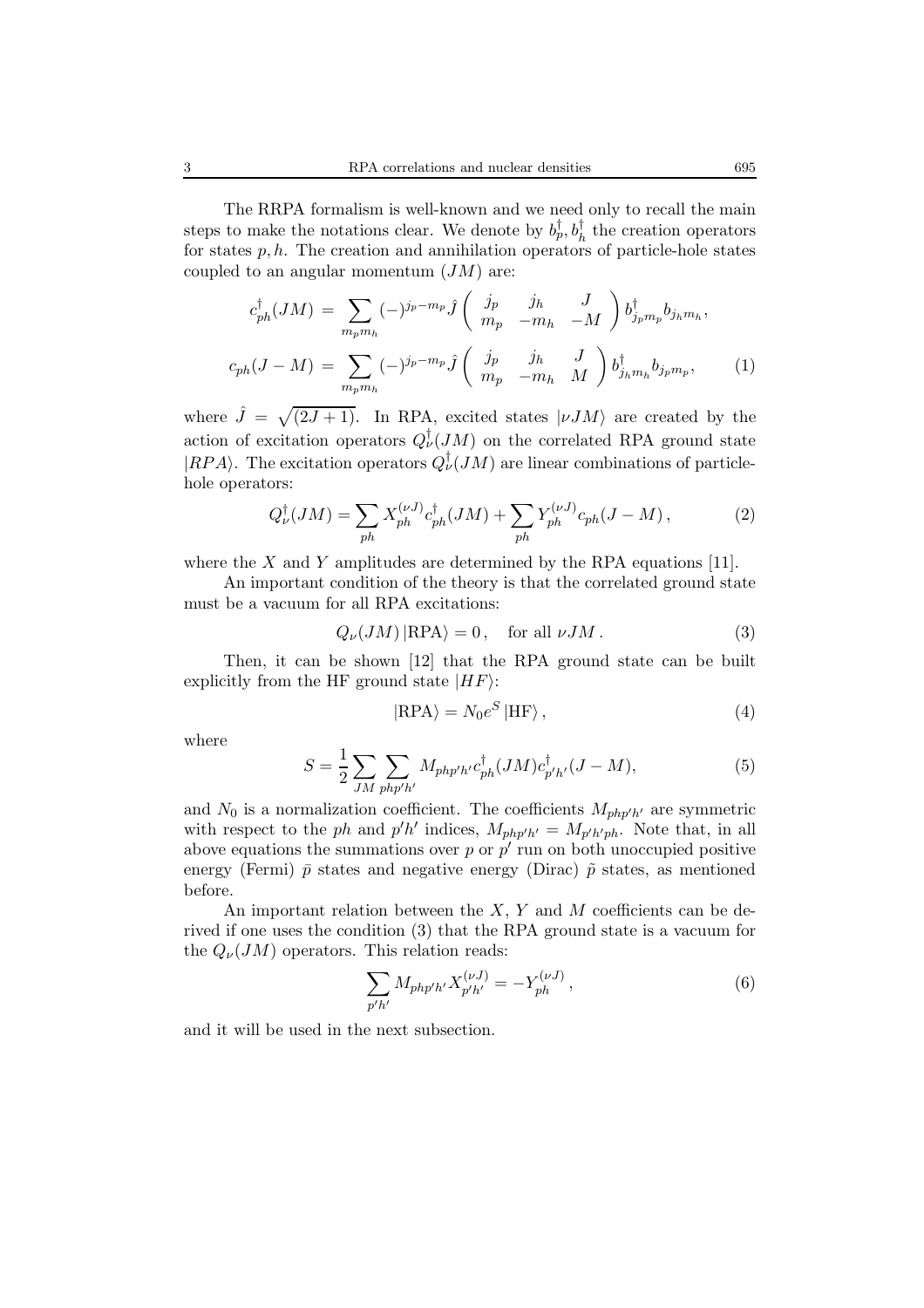The RRPA formalism is well-known and we need only to recall the main steps to make the notations clear. We denote by $b_p^\dagger, b_h^\dagger$ the creation operators for states $p, h$. The creation and annihilation operators of particle-hole states coupled to an angular momentum $(JM)$ are:

$$
\begin{aligned}
c_{ph}^\dagger(JM) &= \sum_{m_p m_h} (-)^{j_p - m_p} \hat{J} \begin{pmatrix} j_p & j_h & J \\ m_p & -m_h & -M \end{pmatrix} b_{j_p m_p}^\dagger b_{j_h m_h}, \\
c_{ph}(J-M) &= \sum_{m_p m_h} (-)^{j_p - m_p} \hat{J} \begin{pmatrix} j_p & j_h & J \\ m_p & -m_h & M \end{pmatrix} b_{j_h m_h}^\dagger b_{j_p m_p},
\end{aligned}
\tag{1}
$$

where $\hat{J} = \sqrt{(2J+1)}$. In RPA, excited states $|\nu JM\rangle$ are created by the action of excitation operators $Q_\nu^\dagger(JM)$ on the correlated RPA ground state $|RPA\rangle$. The excitation operators $Q_\nu^\dagger(JM)$ are linear combinations of particle-hole operators:

$$
Q_\nu^\dagger(JM) = \sum_{ph} X_{ph}^{(\nu J)} c_{ph}^\dagger(JM) + \sum_{ph} Y_{ph}^{(\nu J)} c_{ph}(J-M)\,, \tag{2}
$$

where the $X$ and $Y$ amplitudes are determined by the RPA equations [11].

An important condition of the theory is that the correlated ground state must be a vacuum for all RPA excitations:

$$
Q_\nu(JM)\,|\mathrm{RPA}\rangle = 0\,, \quad \text{for all } \nu JM\,. \tag{3}
$$

Then, it can be shown [12] that the RPA ground state can be built explicitly from the HF ground state $|HF\rangle$:

$$
|\mathrm{RPA}\rangle = N_0 e^S\,|\mathrm{HF}\rangle\,, \tag{4}
$$

where

$$
S = \frac{1}{2} \sum_{JM} \sum_{php'h'} M_{php'h'} c_{ph}^\dagger(JM) c_{p'h'}^\dagger(J-M), \tag{5}
$$

and $N_0$ is a normalization coefficient. The coefficients $M_{php'h'}$ are symmetric with respect to the $ph$ and $p'h'$ indices, $M_{php'h'} = M_{p'h'ph}$. Note that, in all above equations the summations over $p$ or $p'$ run on both unoccupied positive energy (Fermi) $\bar{p}$ states and negative energy (Dirac) $\tilde{p}$ states, as mentioned before.

An important relation between the $X$, $Y$ and $M$ coefficients can be derived if one uses the condition (3) that the RPA ground state is a vacuum for the $Q_\nu(JM)$ operators. This relation reads:

$$
\sum_{p'h'} M_{php'h'} X_{p'h'}^{(\nu J)} = -Y_{ph}^{(\nu J)}\,, \tag{6}
$$

and it will be used in the next subsection.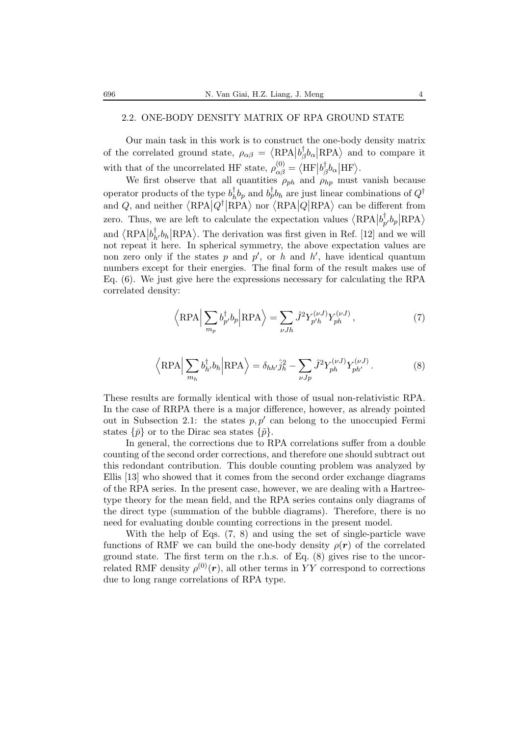## 2.2. ONE-BODY DENSITY MATRIX OF RPA GROUND STATE

Our main task in this work is to construct the one-body density matrix of the correlated ground state, $\rho_{\alpha\beta} = \langle \mathrm{RPA} | b^\dagger_\beta b_\alpha | \mathrm{RPA} \rangle$ and to compare it with that of the uncorrelated HF state, $\rho^{(0)}_{\alpha\beta} = \langle \mathrm{HF} | b^\dagger_\beta b_\alpha | \mathrm{HF} \rangle$.

We first observe that all quantities $\rho_{ph}$ and $\rho_{hp}$ must vanish because operator products of the type $b^\dagger_h b_p$ and $b^\dagger_p b_h$ are just linear combinations of $Q^\dagger$ and $Q$, and neither $\langle \mathrm{RPA} | Q^\dagger | \mathrm{RPA} \rangle$ nor $\langle \mathrm{RPA} | Q | \mathrm{RPA} \rangle$ can be different from zero. Thus, we are left to calculate the expectation values $\langle \mathrm{RPA} | b^\dagger_{p'} b_p | \mathrm{RPA} \rangle$ and $\langle \mathrm{RPA} | b^\dagger_{h'} b_h | \mathrm{RPA} \rangle$. The derivation was first given in Ref. [12] and we will not repeat it here. In spherical symmetry, the above expectation values are non zero only if the states $p$ and $p'$, or $h$ and $h'$, have identical quantum numbers except for their energies. The final form of the result makes use of Eq. (6). We just give here the expressions necessary for calculating the RPA correlated density:

$$\Big\langle \mathrm{RPA} \Big| \sum_{m_p} b^\dagger_{p'} b_p \Big| \mathrm{RPA} \Big\rangle = \sum_{\nu J h} \hat{J}^2 Y^{(\nu J)}_{p'h} Y^{(\nu J)}_{ph} \,, \tag{7}$$

$$\Big\langle \mathrm{RPA} \Big| \sum_{m_h} b^\dagger_{h'} b_h \Big| \mathrm{RPA} \Big\rangle = \delta_{hh'} \hat{j}^2_h - \sum_{\nu J p} \hat{J}^2 Y^{(\nu J)}_{ph} Y^{(\nu J)}_{ph'} \,. \tag{8}$$

These results are formally identical with those of usual non-relativistic RPA. In the case of RRPA there is a major difference, however, as already pointed out in Subsection 2.1: the states $p, p'$ can belong to the unoccupied Fermi states $\{\bar{p}\}$ or to the Dirac sea states $\{\tilde{p}\}$.

In general, the corrections due to RPA correlations suffer from a double counting of the second order corrections, and therefore one should subtract out this redondant contribution. This double counting problem was analyzed by Ellis [13] who showed that it comes from the second order exchange diagrams of the RPA series. In the present case, however, we are dealing with a Hartree-type theory for the mean field, and the RPA series contains only diagrams of the direct type (summation of the bubble diagrams). Therefore, there is no need for evaluating double counting corrections in the present model.

With the help of Eqs. (7, 8) and using the set of single-particle wave functions of RMF we can build the one-body density $\rho(\boldsymbol{r})$ of the correlated ground state. The first term on the r.h.s. of Eq. (8) gives rise to the uncorrelated RMF density $\rho^{(0)}(\boldsymbol{r})$, all other terms in $YY$ correspond to corrections due to long range correlations of RPA type.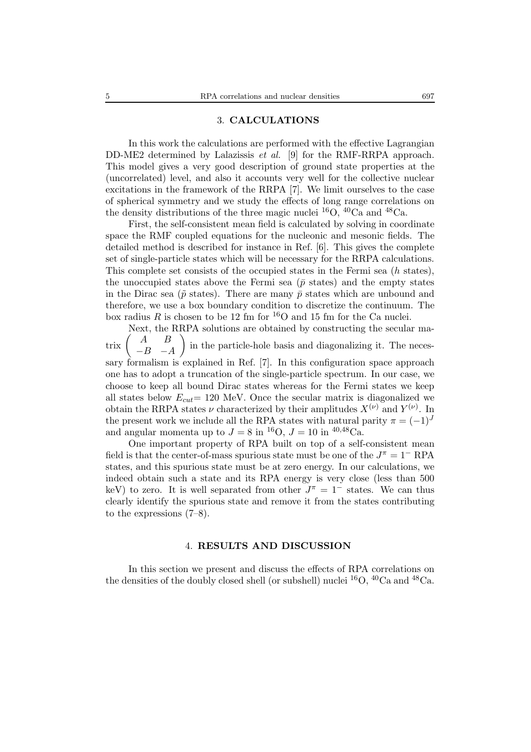## 3. CALCULATIONS

In this work the calculations are performed with the effective Lagrangian DD-ME2 determined by Lalazissis *et al.* [9] for the RMF-RRPA approach. This model gives a very good description of ground state properties at the (uncorrelated) level, and also it accounts very well for the collective nuclear excitations in the framework of the RRPA [7]. We limit ourselves to the case of spherical symmetry and we study the effects of long range correlations on the density distributions of the three magic nuclei $^{16}$O, $^{40}$Ca and $^{48}$Ca.

First, the self-consistent mean field is calculated by solving in coordinate space the RMF coupled equations for the nucleonic and mesonic fields. The detailed method is described for instance in Ref. [6]. This gives the complete set of single-particle states which will be necessary for the RRPA calculations. This complete set consists of the occupied states in the Fermi sea ($h$ states), the unoccupied states above the Fermi sea ($\bar{p}$ states) and the empty states in the Dirac sea ($\tilde{p}$ states). There are many $\bar{p}$ states which are unbound and therefore, we use a box boundary condition to discretize the continuum. The box radius $R$ is chosen to be 12 fm for $^{16}$O and 15 fm for the Ca nuclei.

Next, the RRPA solutions are obtained by constructing the secular matrix $\begin{pmatrix} A & B \\ -B & -A \end{pmatrix}$ in the particle-hole basis and diagonalizing it. The necessary formalism is explained in Ref. [7]. In this configuration space approach one has to adopt a truncation of the single-particle spectrum. In our case, we choose to keep all bound Dirac states whereas for the Fermi states we keep all states below $E_{cut}$= 120 MeV. Once the secular matrix is diagonalized we obtain the RRPA states $\nu$ characterized by their amplitudes $X^{(\nu)}$ and $Y^{(\nu)}$. In the present work we include all the RPA states with natural parity $\pi = (-1)^J$ and angular momenta up to $J = 8$ in $^{16}$O, $J = 10$ in $^{40,48}$Ca.

One important property of RPA built on top of a self-consistent mean field is that the center-of-mass spurious state must be one of the $J^\pi = 1^-$ RPA states, and this spurious state must be at zero energy. In our calculations, we indeed obtain such a state and its RPA energy is very close (less than 500 keV) to zero. It is well separated from other $J^\pi = 1^-$ states. We can thus clearly identify the spurious state and remove it from the states contributing to the expressions (7–8).

## 4. RESULTS AND DISCUSSION

In this section we present and discuss the effects of RPA correlations on the densities of the doubly closed shell (or subshell) nuclei $^{16}$O, $^{40}$Ca and $^{48}$Ca.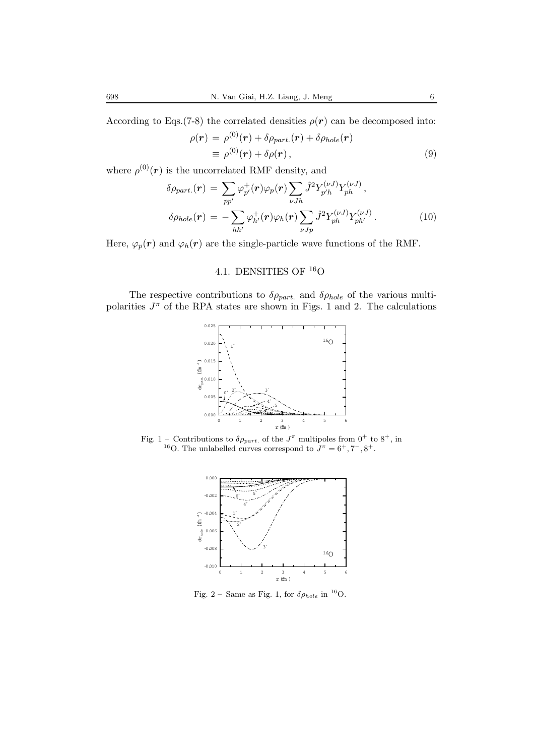According to Eqs.(7-8) the correlated densities $\rho(\boldsymbol{r})$ can be decomposed into:

$$
\begin{aligned}
\rho(\boldsymbol{r}) &= \rho^{(0)}(\boldsymbol{r}) + \delta\rho_{part.}(\boldsymbol{r}) + \delta\rho_{hole}(\boldsymbol{r}) \\
&\equiv \rho^{(0)}(\boldsymbol{r}) + \delta\rho(\boldsymbol{r}) ,
\end{aligned}
\tag{9}
$$

where $\rho^{(0)}(\boldsymbol{r})$ is the uncorrelated RMF density, and

$$
\begin{aligned}
\delta\rho_{part.}(\boldsymbol{r}) &= \sum_{pp'} \varphi^{+}_{p'}(\boldsymbol{r})\varphi_{p}(\boldsymbol{r}) \sum_{\nu J h} \hat{J}^2 Y^{(\nu J)}_{p'h} Y^{(\nu J)}_{ph} , \\
\delta\rho_{hole}(\boldsymbol{r}) &= -\sum_{hh'} \varphi^{+}_{h'}(\boldsymbol{r})\varphi_{h}(\boldsymbol{r}) \sum_{\nu J p} \hat{J}^2 Y^{(\nu J)}_{ph} Y^{(\nu J)}_{ph'} .
\end{aligned}
\tag{10}
$$

Here, $\varphi_p(\boldsymbol{r})$ and $\varphi_h(\boldsymbol{r})$ are the single-particle wave functions of the RMF.

### 4.1. DENSITIES OF $^{16}$O

The respective contributions to $\delta\rho_{part.}$ and $\delta\rho_{hole}$ of the various multipolarities $J^\pi$ of the RPA states are shown in Figs. 1 and 2. The calculations

Fig. 1 – Contributions to $\delta\rho_{part.}$ of the $J^\pi$ multipoles from $0^+$ to $8^+$, in $^{16}$O. The unlabelled curves correspond to $J^\pi = 6^+, 7^-, 8^+$.

Fig. 2 – Same as Fig. 1, for $\delta\rho_{hole}$ in $^{16}$O.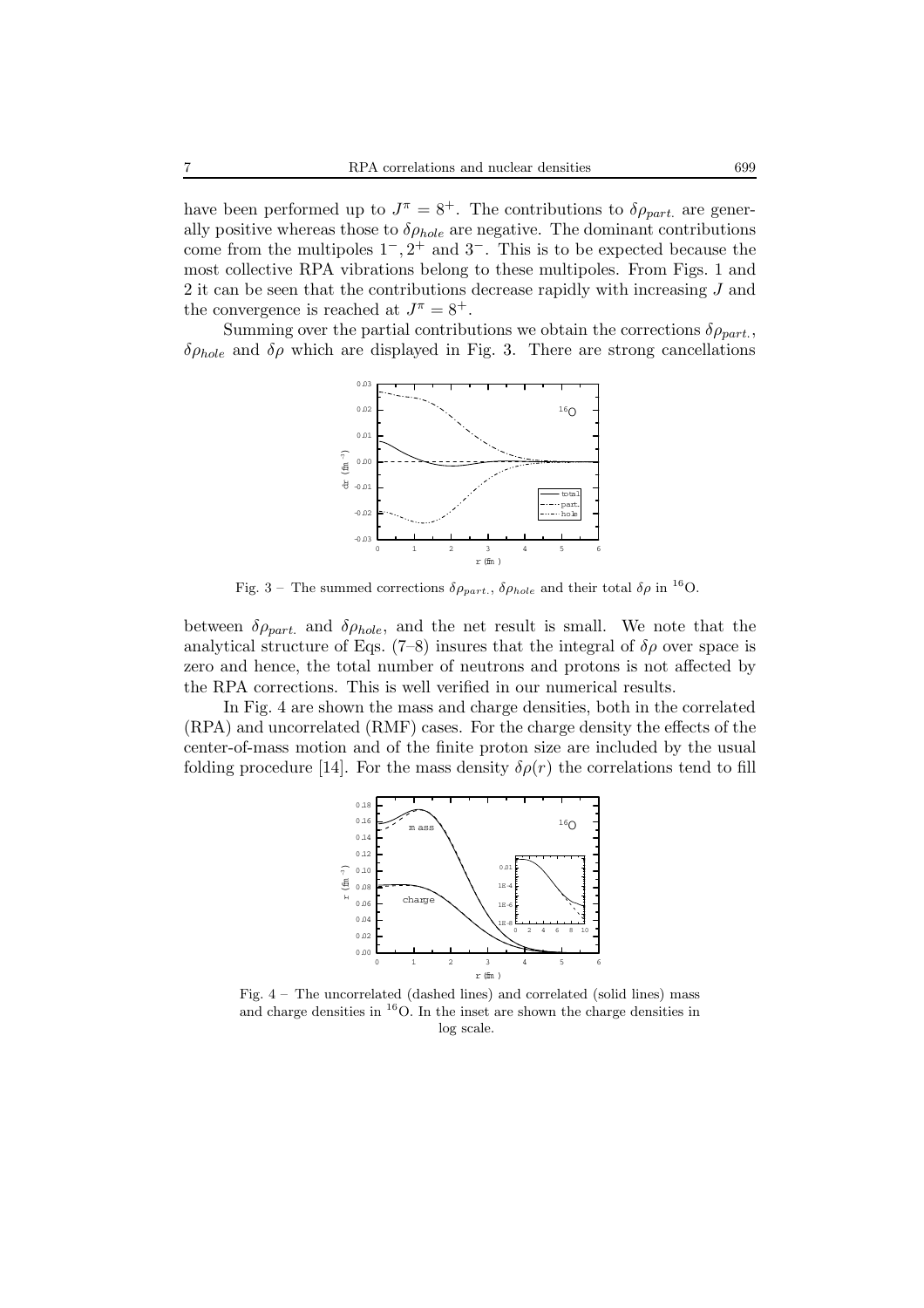have been performed up to $J^\pi = 8^+$. The contributions to $\delta\rho_{part.}$ are generally positive whereas those to $\delta\rho_{hole}$ are negative. The dominant contributions come from the multipoles $1^-, 2^+$ and $3^-$. This is to be expected because the most collective RPA vibrations belong to these multipoles. From Figs. 1 and 2 it can be seen that the contributions decrease rapidly with increasing $J$ and the convergence is reached at $J^\pi = 8^+$.

Summing over the partial contributions we obtain the corrections $\delta\rho_{part.}$, $\delta\rho_{hole}$ and $\delta\rho$ which are displayed in Fig. 3. There are strong cancellations

Fig. 3 – The summed corrections $\delta\rho_{part.}$, $\delta\rho_{hole}$ and their total $\delta\rho$ in $^{16}$O.

between $\delta\rho_{part.}$ and $\delta\rho_{hole}$, and the net result is small. We note that the analytical structure of Eqs. (7–8) insures that the integral of $\delta\rho$ over space is zero and hence, the total number of neutrons and protons is not affected by the RPA corrections. This is well verified in our numerical results.

In Fig. 4 are shown the mass and charge densities, both in the correlated (RPA) and uncorrelated (RMF) cases. For the charge density the effects of the center-of-mass motion and of the finite proton size are included by the usual folding procedure [14]. For the mass density $\delta\rho(r)$ the correlations tend to fill

Fig. 4 – The uncorrelated (dashed lines) and correlated (solid lines) mass and charge densities in $^{16}$O. In the inset are shown the charge densities in log scale.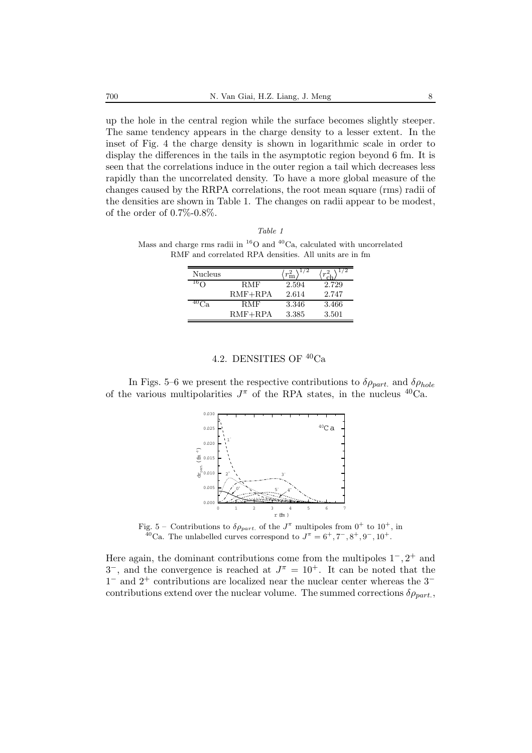up the hole in the central region while the surface becomes slightly steeper. The same tendency appears in the charge density to a lesser extent. In the inset of Fig. 4 the charge density is shown in logarithmic scale in order to display the differences in the tails in the asymptotic region beyond 6 fm. It is seen that the correlations induce in the outer region a tail which decreases less rapidly than the uncorrelated density. To have a more global measure of the changes caused by the RRPA correlations, the root mean square (rms) radii of the densities are shown in Table 1. The changes on radii appear to be modest, of the order of 0.7%-0.8%.

*Table 1*

Mass and charge rms radii in $^{16}$O and $^{40}$Ca, calculated with uncorrelated RMF and correlated RPA densities. All units are in fm

| Nucleus | | $\langle r_{\rm m}^2 \rangle^{1/2}$ | $\langle r_{\rm ch}^2 \rangle^{1/2}$ |
|---|---|---|---|
| $^{16}$O | RMF | 2.594 | 2.729 |
| | RMF+RPA | 2.614 | 2.747 |
| $^{40}$Ca | RMF | 3.346 | 3.466 |
| | RMF+RPA | 3.385 | 3.501 |

### 4.2. DENSITIES OF $^{40}$Ca

In Figs. 5–6 we present the respective contributions to $\delta\rho_{part.}$ and $\delta\rho_{hole}$ of the various multipolarities $J^\pi$ of the RPA states, in the nucleus $^{40}$Ca.

Fig. 5 – Contributions to $\delta\rho_{part.}$ of the $J^\pi$ multipoles from $0^+$ to $10^+$, in $^{40}$Ca. The unlabelled curves correspond to $J^\pi = 6^+, 7^-, 8^+, 9^-, 10^+$.

Here again, the dominant contributions come from the multipoles $1^-, 2^+$ and $3^-$, and the convergence is reached at $J^\pi = 10^+$. It can be noted that the $1^-$ and $2^+$ contributions are localized near the nuclear center whereas the $3^-$ contributions extend over the nuclear volume. The summed corrections $\delta\rho_{part.}$,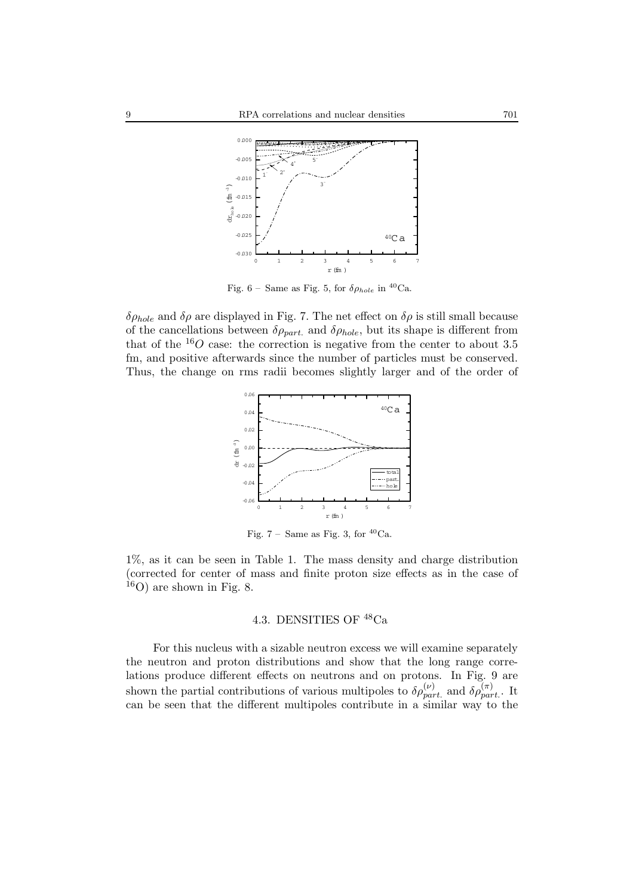Fig. 6 – Same as Fig. 5, for $\delta\rho_{hole}$ in $^{40}$Ca.

$\delta\rho_{hole}$ and $\delta\rho$ are displayed in Fig. 7. The net effect on $\delta\rho$ is still small because of the cancellations between $\delta\rho_{part.}$ and $\delta\rho_{hole}$, but its shape is different from that of the $^{16}O$ case: the correction is negative from the center to about 3.5 fm, and positive afterwards since the number of particles must be conserved. Thus, the change on rms radii becomes slightly larger and of the order of

Fig. 7 – Same as Fig. 3, for $^{40}$Ca.

1%, as it can be seen in Table 1. The mass density and charge distribution (corrected for center of mass and finite proton size effects as in the case of $^{16}$O) are shown in Fig. 8.

### 4.3. DENSITIES OF $^{48}$Ca

For this nucleus with a sizable neutron excess we will examine separately the neutron and proton distributions and show that the long range correlations produce different effects on neutrons and on protons. In Fig. 9 are shown the partial contributions of various multipoles to $\delta\rho^{(\nu)}_{part.}$ and $\delta\rho^{(\pi)}_{part.}$. It can be seen that the different multipoles contribute in a similar way to the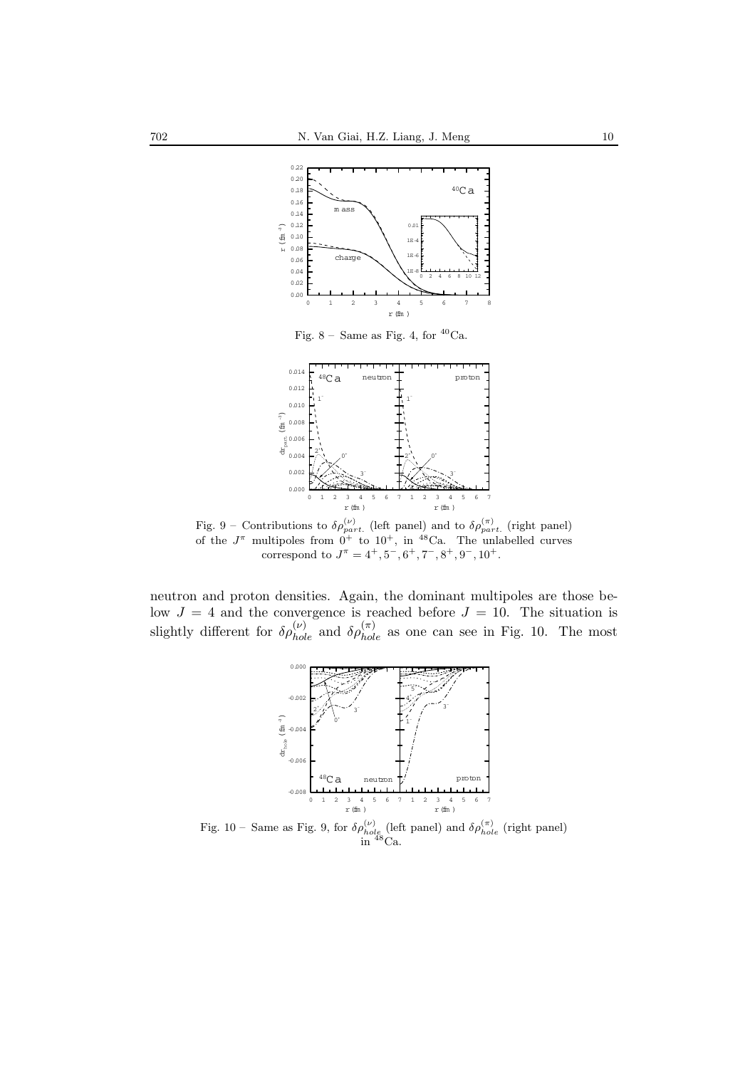Fig. 8 – Same as Fig. 4, for $^{40}$Ca.

Fig. 9 – Contributions to $\delta\rho^{(\nu)}_{part.}$ (left panel) and to $\delta\rho^{(\pi)}_{part.}$ (right panel) of the $J^\pi$ multipoles from $0^+$ to $10^+$, in $^{48}$Ca. The unlabelled curves correspond to $J^\pi = 4^+, 5^-, 6^+, 7^-, 8^+, 9^-, 10^+$.

neutron and proton densities. Again, the dominant multipoles are those below $J = 4$ and the convergence is reached before $J = 10$. The situation is slightly different for $\delta\rho^{(\nu)}_{hole}$ and $\delta\rho^{(\pi)}_{hole}$ as one can see in Fig. 10. The most

Fig. 10 – Same as Fig. 9, for $\delta\rho^{(\nu)}_{hole}$ (left panel) and $\delta\rho^{(\pi)}_{hole}$ (right panel) in $^{48}$Ca.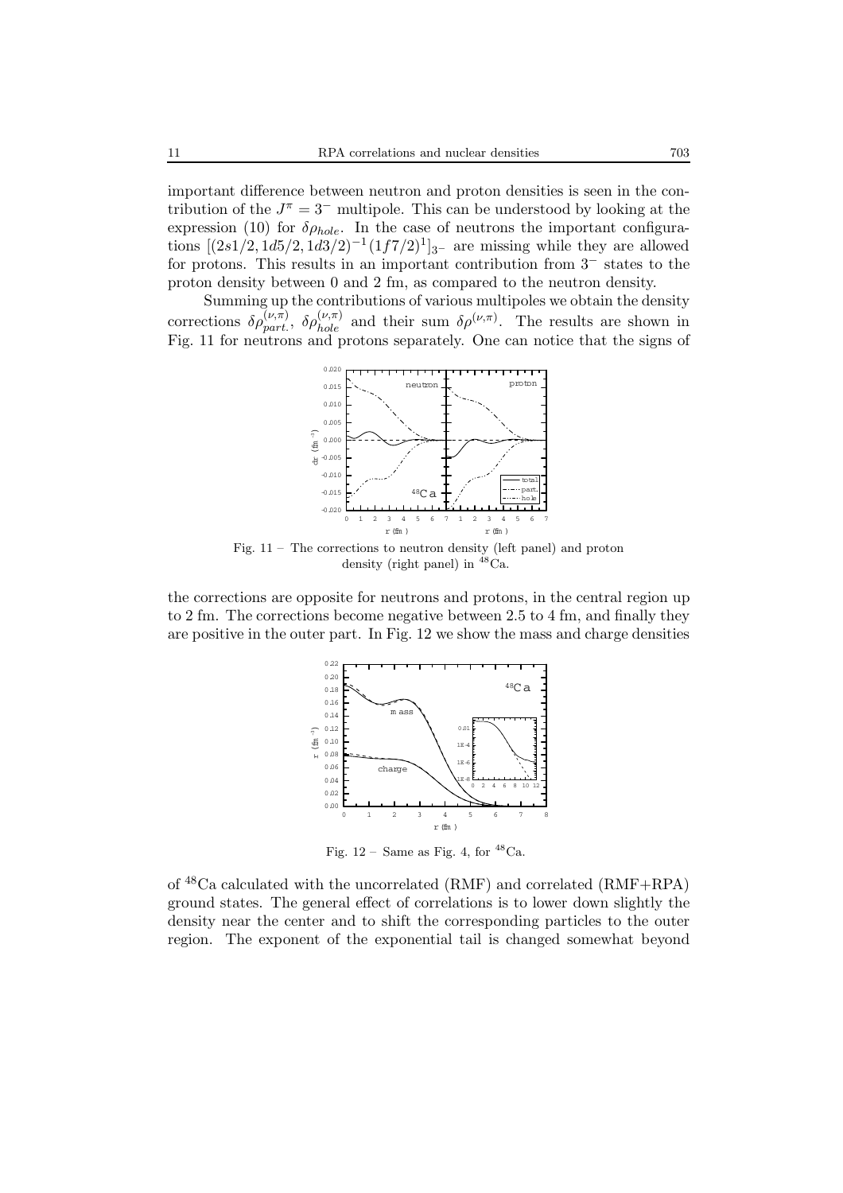important difference between neutron and proton densities is seen in the contribution of the $J^\pi = 3^-$ multipole. This can be understood by looking at the expression (10) for $\delta\rho_{hole}$. In the case of neutrons the important configurations $[(2s1/2, 1d5/2, 1d3/2)^{-1}(1f7/2)^1]_{3^-}$ are missing while they are allowed for protons. This results in an important contribution from $3^-$ states to the proton density between 0 and 2 fm, as compared to the neutron density.

Summing up the contributions of various multipoles we obtain the density corrections $\delta\rho_{part.}^{(\nu,\pi)}$, $\delta\rho_{hole}^{(\nu,\pi)}$ and their sum $\delta\rho^{(\nu,\pi)}$. The results are shown in Fig. 11 for neutrons and protons separately. One can notice that the signs of

Fig. 11 – The corrections to neutron density (left panel) and proton density (right panel) in $^{48}$Ca.

the corrections are opposite for neutrons and protons, in the central region up to 2 fm. The corrections become negative between 2.5 to 4 fm, and finally they are positive in the outer part. In Fig. 12 we show the mass and charge densities

Fig. 12 – Same as Fig. 4, for $^{48}$Ca.

of $^{48}$Ca calculated with the uncorrelated (RMF) and correlated (RMF+RPA) ground states. The general effect of correlations is to lower down slightly the density near the center and to shift the corresponding particles to the outer region. The exponent of the exponential tail is changed somewhat beyond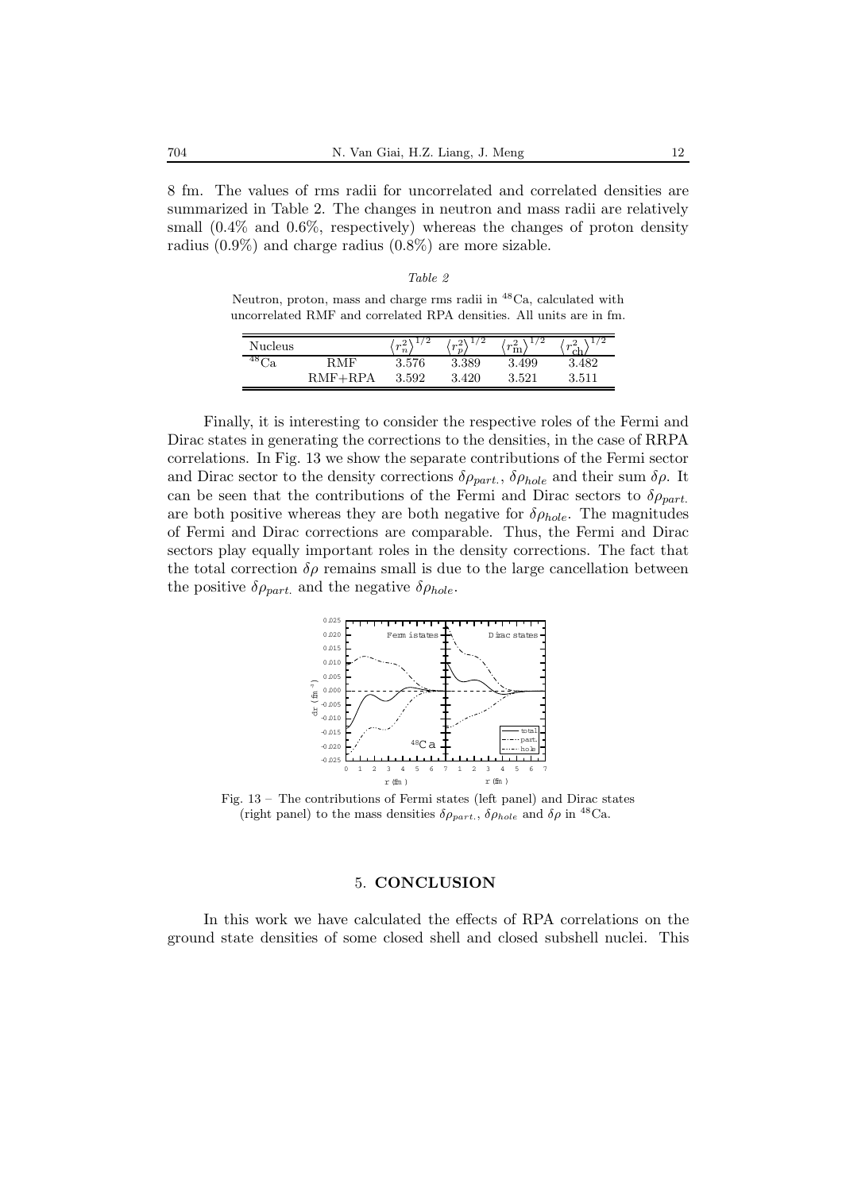8 fm. The values of rms radii for uncorrelated and correlated densities are summarized in Table 2. The changes in neutron and mass radii are relatively small (0.4% and 0.6%, respectively) whereas the changes of proton density radius (0.9%) and charge radius (0.8%) are more sizable.

*Table 2*

Neutron, proton, mass and charge rms radii in $^{48}$Ca, calculated with uncorrelated RMF and correlated RPA densities. All units are in fm.

| Nucleus | | $\langle r_n^2 \rangle^{1/2}$ | $\langle r_p^2 \rangle^{1/2}$ | $\langle r_{\rm m}^2 \rangle^{1/2}$ | $\langle r_{\rm ch}^2 \rangle^{1/2}$ |
|---|---|---|---|---|---|
| $^{48}$Ca | RMF | 3.576 | 3.389 | 3.499 | 3.482 |
| | RMF+RPA | 3.592 | 3.420 | 3.521 | 3.511 |

Finally, it is interesting to consider the respective roles of the Fermi and Dirac states in generating the corrections to the densities, in the case of RRPA correlations. In Fig. 13 we show the separate contributions of the Fermi sector and Dirac sector to the density corrections $\delta\rho_{part.}$, $\delta\rho_{hole}$ and their sum $\delta\rho$. It can be seen that the contributions of the Fermi and Dirac sectors to $\delta\rho_{part.}$ are both positive whereas they are both negative for $\delta\rho_{hole}$. The magnitudes of Fermi and Dirac corrections are comparable. Thus, the Fermi and Dirac sectors play equally important roles in the density corrections. The fact that the total correction $\delta\rho$ remains small is due to the large cancellation between the positive $\delta\rho_{part.}$ and the negative $\delta\rho_{hole}$.

Fig. 13 – The contributions of Fermi states (left panel) and Dirac states (right panel) to the mass densities $\delta\rho_{part.}$, $\delta\rho_{hole}$ and $\delta\rho$ in $^{48}$Ca.

## 5. CONCLUSION

In this work we have calculated the effects of RPA correlations on the ground state densities of some closed shell and closed subshell nuclei. This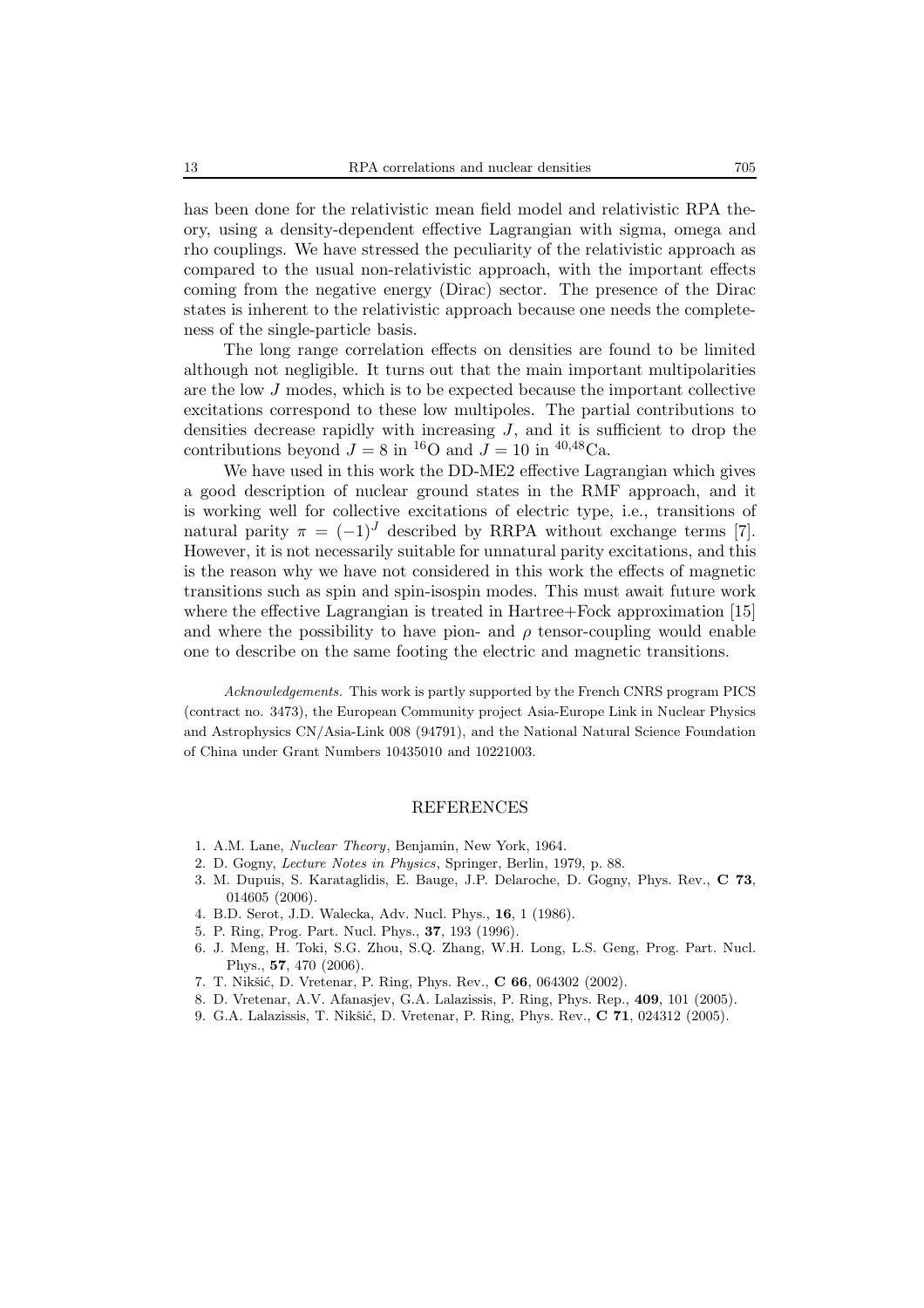has been done for the relativistic mean field model and relativistic RPA theory, using a density-dependent effective Lagrangian with sigma, omega and rho couplings. We have stressed the peculiarity of the relativistic approach as compared to the usual non-relativistic approach, with the important effects coming from the negative energy (Dirac) sector. The presence of the Dirac states is inherent to the relativistic approach because one needs the completeness of the single-particle basis.

The long range correlation effects on densities are found to be limited although not negligible. It turns out that the main important multipolarities are the low $J$ modes, which is to be expected because the important collective excitations correspond to these low multipoles. The partial contributions to densities decrease rapidly with increasing $J$, and it is sufficient to drop the contributions beyond $J = 8$ in $^{16}$O and $J = 10$ in $^{40,48}$Ca.

We have used in this work the DD-ME2 effective Lagrangian which gives a good description of nuclear ground states in the RMF approach, and it is working well for collective excitations of electric type, i.e., transitions of natural parity $\pi = (-1)^J$ described by RRPA without exchange terms [7]. However, it is not necessarily suitable for unnatural parity excitations, and this is the reason why we have not considered in this work the effects of magnetic transitions such as spin and spin-isospin modes. This must await future work where the effective Lagrangian is treated in Hartree+Fock approximation [15] and where the possibility to have pion- and $\rho$ tensor-coupling would enable one to describe on the same footing the electric and magnetic transitions.

*Acknowledgements.* This work is partly supported by the French CNRS program PICS (contract no. 3473), the European Community project Asia-Europe Link in Nuclear Physics and Astrophysics CN/Asia-Link 008 (94791), and the National Natural Science Foundation of China under Grant Numbers 10435010 and 10221003.

## REFERENCES

1. A.M. Lane, *Nuclear Theory*, Benjamin, New York, 1964.
2. D. Gogny, *Lecture Notes in Physics*, Springer, Berlin, 1979, p. 88.
3. M. Dupuis, S. Karataglidis, E. Bauge, J.P. Delaroche, D. Gogny, Phys. Rev., **C 73**, 014605 (2006).
4. B.D. Serot, J.D. Walecka, Adv. Nucl. Phys., **16**, 1 (1986).
5. P. Ring, Prog. Part. Nucl. Phys., **37**, 193 (1996).
6. J. Meng, H. Toki, S.G. Zhou, S.Q. Zhang, W.H. Long, L.S. Geng, Prog. Part. Nucl. Phys., **57**, 470 (2006).
7. T. Nikšić, D. Vretenar, P. Ring, Phys. Rev., **C 66**, 064302 (2002).
8. D. Vretenar, A.V. Afanasjev, G.A. Lalazissis, P. Ring, Phys. Rep., **409**, 101 (2005).
9. G.A. Lalazissis, T. Nikšić, D. Vretenar, P. Ring, Phys. Rev., **C 71**, 024312 (2005).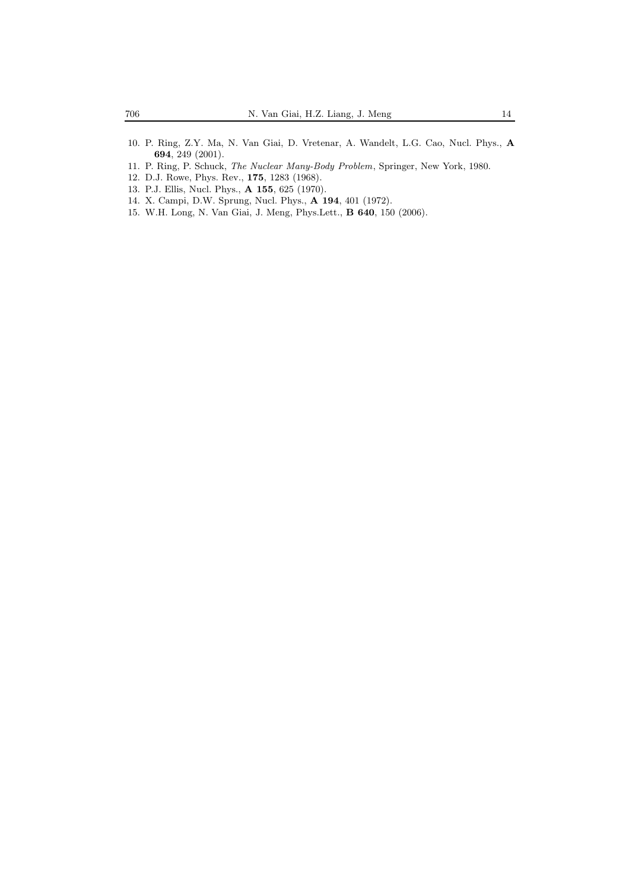10. P. Ring, Z.Y. Ma, N. Van Giai, D. Vretenar, A. Wandelt, L.G. Cao, Nucl. Phys., **A 694**, 249 (2001).
11. P. Ring, P. Schuck, *The Nuclear Many-Body Problem*, Springer, New York, 1980.
12. D.J. Rowe, Phys. Rev., **175**, 1283 (1968).
13. P.J. Ellis, Nucl. Phys., **A 155**, 625 (1970).
14. X. Campi, D.W. Sprung, Nucl. Phys., **A 194**, 401 (1972).
15. W.H. Long, N. Van Giai, J. Meng, Phys.Lett., **B 640**, 150 (2006).